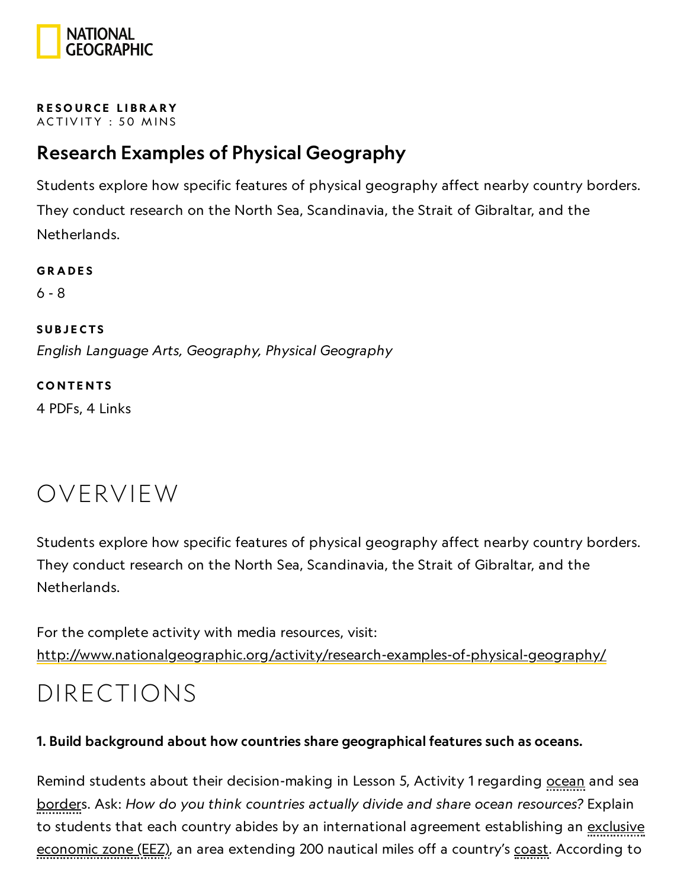NATIONAL GEOGRAPHIC

**RESOURCE LIBRARY**
ACTIVITY : 50 MINS

# Research Examples of Physical Geography

Students explore how specific features of physical geography affect nearby country borders. They conduct research on the North Sea, Scandinavia, the Strait of Gibraltar, and the Netherlands.

**GRADES**

6 - 8

**SUBJECTS**

*English Language Arts, Geography, Physical Geography*

**CONTENTS**

4 PDFs, 4 Links

## OVERVIEW

Students explore how specific features of physical geography affect nearby country borders. They conduct research on the North Sea, Scandinavia, the Strait of Gibraltar, and the Netherlands.

For the complete activity with media resources, visit:
http://www.nationalgeographic.org/activity/research-examples-of-physical-geography/

## DIRECTIONS

**1. Build background about how countries share geographical features such as oceans.**

Remind students about their decision-making in Lesson 5, Activity 1 regarding ocean and sea borders. Ask: *How do you think countries actually divide and share ocean resources?* Explain to students that each country abides by an international agreement establishing an exclusive economic zone (EEZ), an area extending 200 nautical miles off a country's coast. According to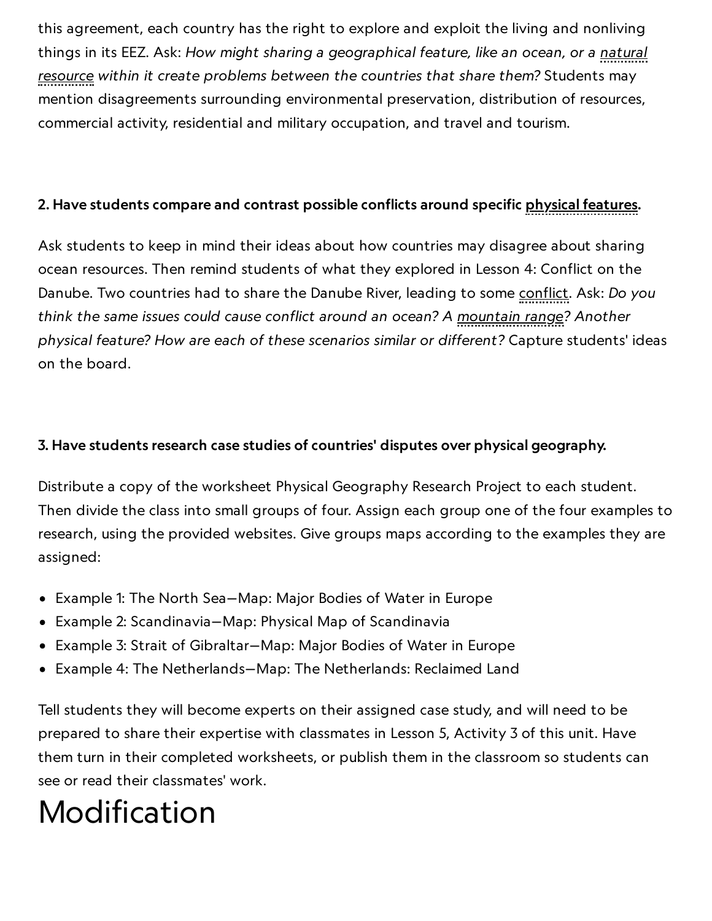this agreement, each country has the right to explore and exploit the living and nonliving things in its EEZ. Ask: *How might sharing a geographical feature, like an ocean, or a natural resource within it create problems between the countries that share them?* Students may mention disagreements surrounding environmental preservation, distribution of resources, commercial activity, residential and military occupation, and travel and tourism.

**2. Have students compare and contrast possible conflicts around specific physical features.**

Ask students to keep in mind their ideas about how countries may disagree about sharing ocean resources. Then remind students of what they explored in Lesson 4: Conflict on the Danube. Two countries had to share the Danube River, leading to some conflict. Ask: *Do you think the same issues could cause conflict around an ocean? A mountain range? Another physical feature? How are each of these scenarios similar or different?* Capture students' ideas on the board.

**3. Have students research case studies of countries' disputes over physical geography.**

Distribute a copy of the worksheet Physical Geography Research Project to each student. Then divide the class into small groups of four. Assign each group one of the four examples to research, using the provided websites. Give groups maps according to the examples they are assigned:

- Example 1: The North Sea—Map: Major Bodies of Water in Europe
- Example 2: Scandinavia—Map: Physical Map of Scandinavia
- Example 3: Strait of Gibraltar—Map: Major Bodies of Water in Europe
- Example 4: The Netherlands—Map: The Netherlands: Reclaimed Land

Tell students they will become experts on their assigned case study, and will need to be prepared to share their expertise with classmates in Lesson 5, Activity 3 of this unit. Have them turn in their completed worksheets, or publish them in the classroom so students can see or read their classmates' work.

# Modification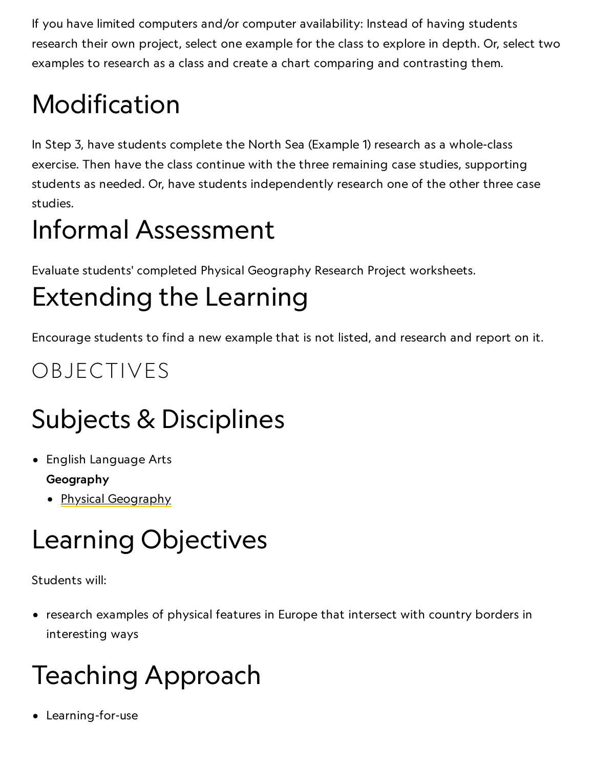If you have limited computers and/or computer availability: Instead of having students research their own project, select one example for the class to explore in depth. Or, select two examples to research as a class and create a chart comparing and contrasting them.

# Modification

In Step 3, have students complete the North Sea (Example 1) research as a whole-class exercise. Then have the class continue with the three remaining case studies, supporting students as needed. Or, have students independently research one of the other three case studies.

# Informal Assessment

Evaluate students' completed Physical Geography Research Project worksheets.

# Extending the Learning

Encourage students to find a new example that is not listed, and research and report on it.

## OBJECTIVES

# Subjects & Disciplines

- English Language Arts

  **Geography**

  - Physical Geography

# Learning Objectives

Students will:

- research examples of physical features in Europe that intersect with country borders in interesting ways

# Teaching Approach

- Learning-for-use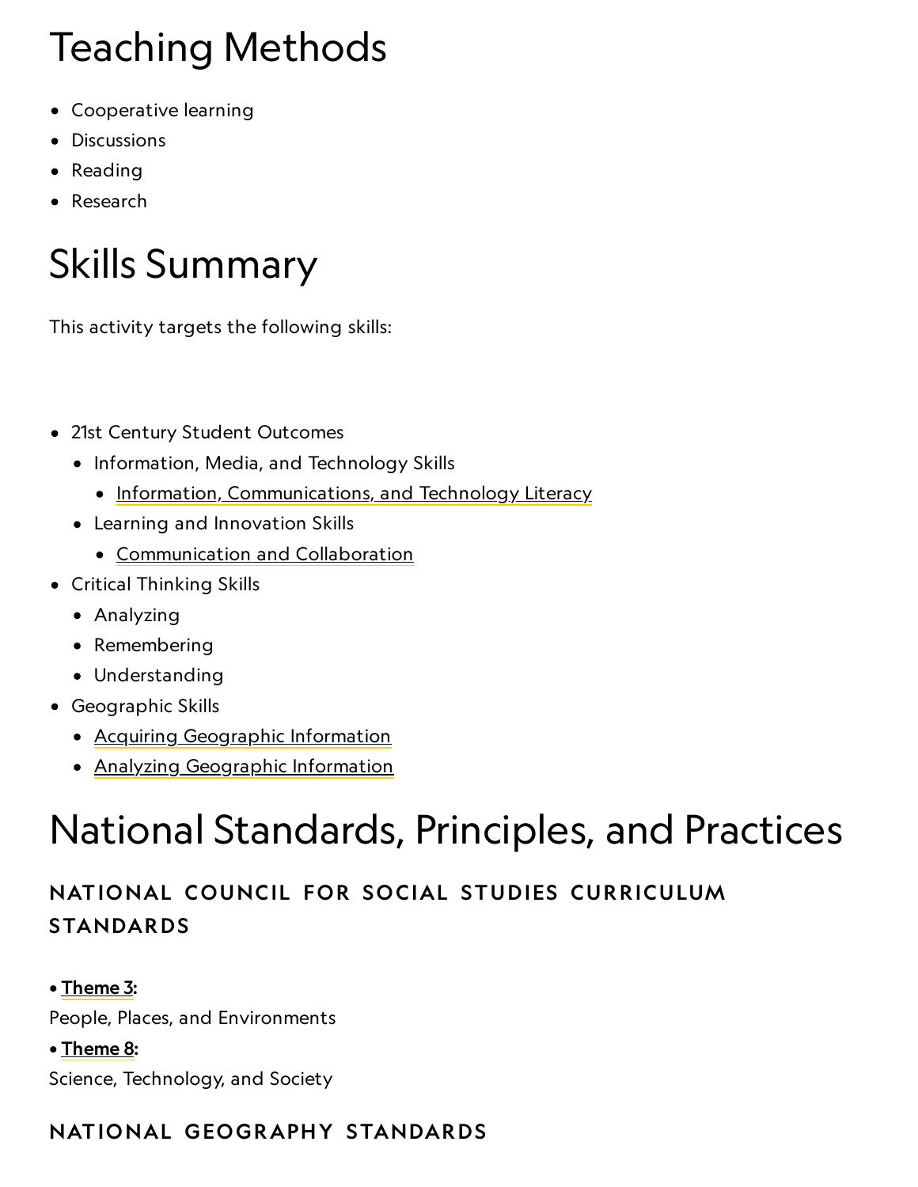# Teaching Methods

- Cooperative learning
- Discussions
- Reading
- Research

# Skills Summary

This activity targets the following skills:

- 21st Century Student Outcomes
  - Information, Media, and Technology Skills
    - Information, Communications, and Technology Literacy
  - Learning and Innovation Skills
    - Communication and Collaboration
- Critical Thinking Skills
  - Analyzing
  - Remembering
  - Understanding
- Geographic Skills
  - Acquiring Geographic Information
  - Analyzing Geographic Information

# National Standards, Principles, and Practices

### NATIONAL COUNCIL FOR SOCIAL STUDIES CURRICULUM STANDARDS

• **Theme 3:**
People, Places, and Environments

• **Theme 8:**
Science, Technology, and Society

### NATIONAL GEOGRAPHY STANDARDS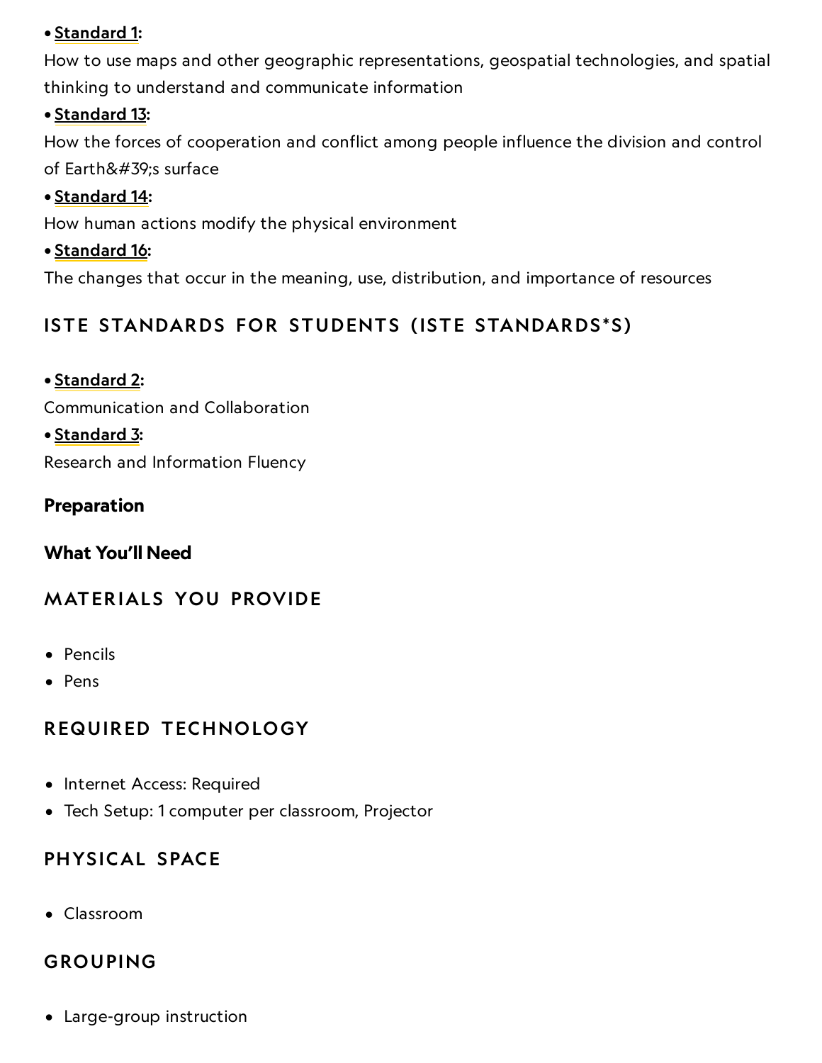- **Standard 1**:
How to use maps and other geographic representations, geospatial technologies, and spatial thinking to understand and communicate information
- **Standard 13**:
How the forces of cooperation and conflict among people influence the division and control of Earth&#39;s surface
- **Standard 14**:
How human actions modify the physical environment
- **Standard 16**:
The changes that occur in the meaning, use, distribution, and importance of resources

### ISTE STANDARDS FOR STUDENTS (ISTE STANDARDS*S)

- **Standard 2**:
Communication and Collaboration
- **Standard 3**:
Research and Information Fluency

## Preparation

## What You'll Need

### MATERIALS YOU PROVIDE

- Pencils
- Pens

### REQUIRED TECHNOLOGY

- Internet Access: Required
- Tech Setup: 1 computer per classroom, Projector

### PHYSICAL SPACE

- Classroom

### GROUPING

- Large-group instruction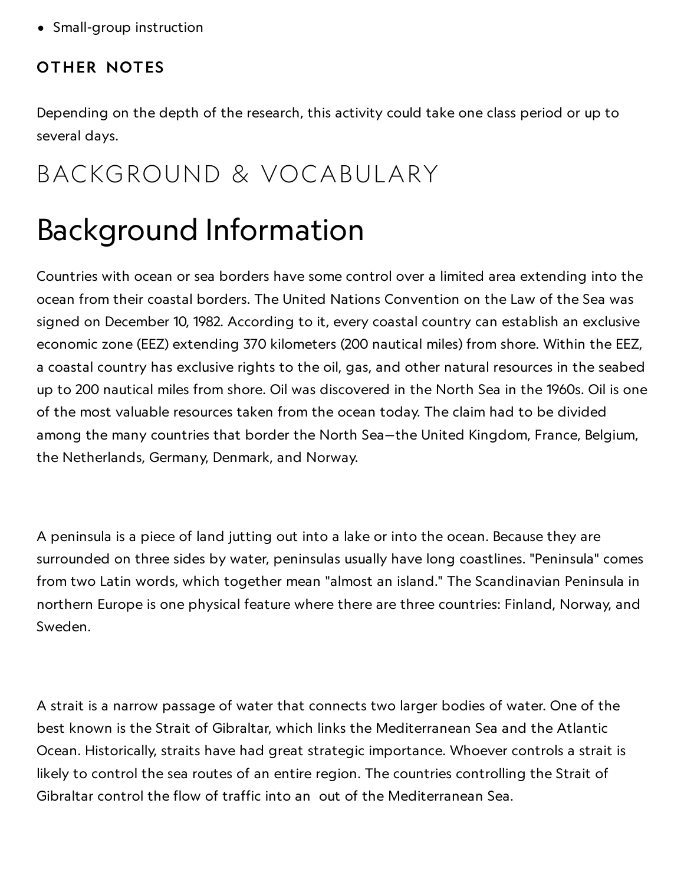- Small-group instruction

### OTHER NOTES

Depending on the depth of the research, this activity could take one class period or up to several days.

# BACKGROUND & VOCABULARY

## Background Information

Countries with ocean or sea borders have some control over a limited area extending into the ocean from their coastal borders. The United Nations Convention on the Law of the Sea was signed on December 10, 1982. According to it, every coastal country can establish an exclusive economic zone (EEZ) extending 370 kilometers (200 nautical miles) from shore. Within the EEZ, a coastal country has exclusive rights to the oil, gas, and other natural resources in the seabed up to 200 nautical miles from shore. Oil was discovered in the North Sea in the 1960s. Oil is one of the most valuable resources taken from the ocean today. The claim had to be divided among the many countries that border the North Sea—the United Kingdom, France, Belgium, the Netherlands, Germany, Denmark, and Norway.

A peninsula is a piece of land jutting out into a lake or into the ocean. Because they are surrounded on three sides by water, peninsulas usually have long coastlines. "Peninsula" comes from two Latin words, which together mean "almost an island." The Scandinavian Peninsula in northern Europe is one physical feature where there are three countries: Finland, Norway, and Sweden.

A strait is a narrow passage of water that connects two larger bodies of water. One of the best known is the Strait of Gibraltar, which links the Mediterranean Sea and the Atlantic Ocean. Historically, straits have had great strategic importance. Whoever controls a strait is likely to control the sea routes of an entire region. The countries controlling the Strait of Gibraltar control the flow of traffic into an  out of the Mediterranean Sea.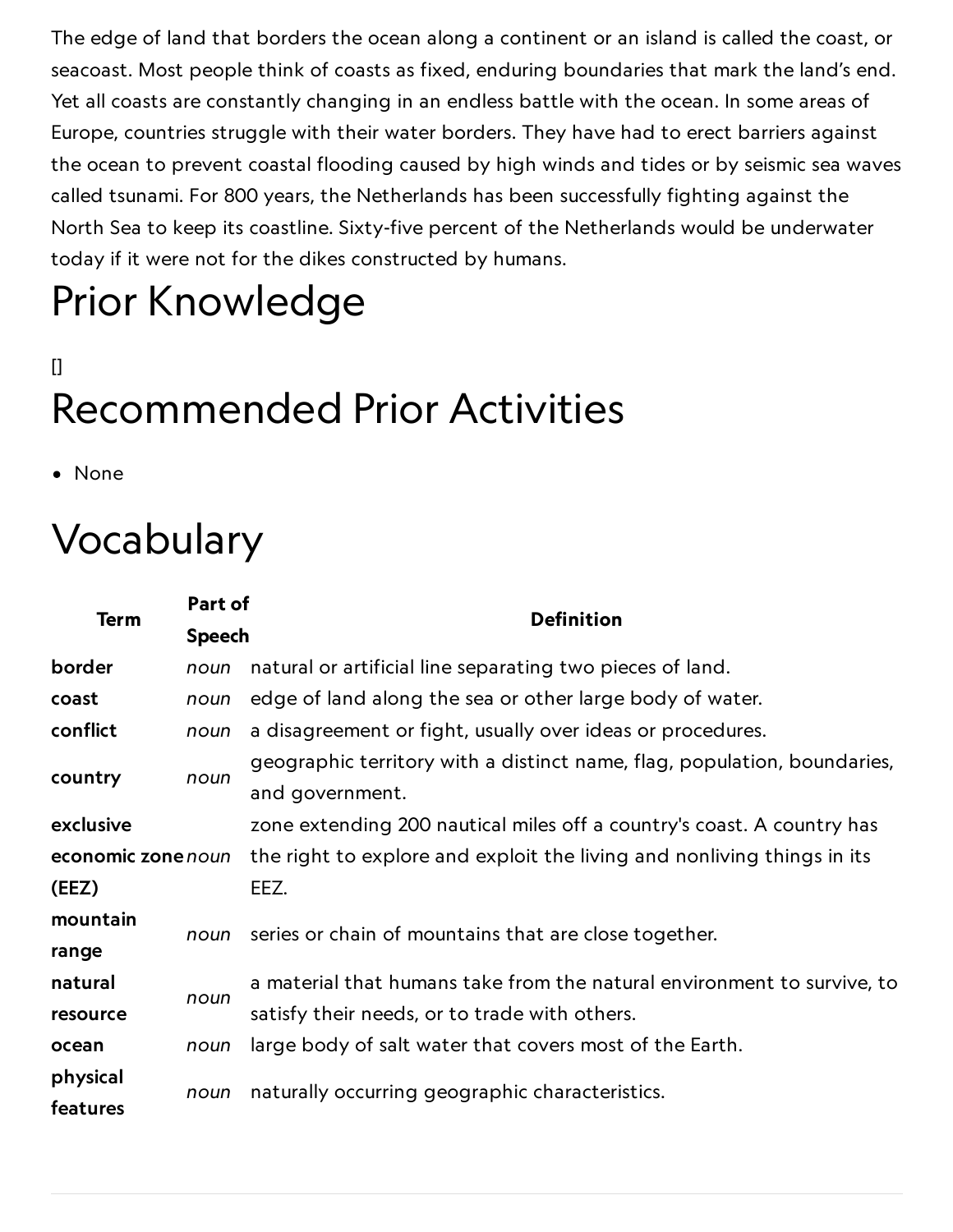The edge of land that borders the ocean along a continent or an island is called the coast, or seacoast. Most people think of coasts as fixed, enduring boundaries that mark the land's end. Yet all coasts are constantly changing in an endless battle with the ocean. In some areas of Europe, countries struggle with their water borders. They have had to erect barriers against the ocean to prevent coastal flooding caused by high winds and tides or by seismic sea waves called tsunami. For 800 years, the Netherlands has been successfully fighting against the North Sea to keep its coastline. Sixty-five percent of the Netherlands would be underwater today if it were not for the dikes constructed by humans.

# Prior Knowledge

[]

# Recommended Prior Activities

- None

# Vocabulary

| Term | Part of Speech | Definition |
|---|---|---|
| **border** | *noun* | natural or artificial line separating two pieces of land. |
| **coast** | *noun* | edge of land along the sea or other large body of water. |
| **conflict** | *noun* | a disagreement or fight, usually over ideas or procedures. |
| **country** | *noun* | geographic territory with a distinct name, flag, population, boundaries, and government. |
| **exclusive economic zone (EEZ)** | *noun* | zone extending 200 nautical miles off a country's coast. A country has the right to explore and exploit the living and nonliving things in its EEZ. |
| **mountain range** | *noun* | series or chain of mountains that are close together. |
| **natural resource** | *noun* | a material that humans take from the natural environment to survive, to satisfy their needs, or to trade with others. |
| **ocean** | *noun* | large body of salt water that covers most of the Earth. |
| **physical features** | *noun* | naturally occurring geographic characteristics. |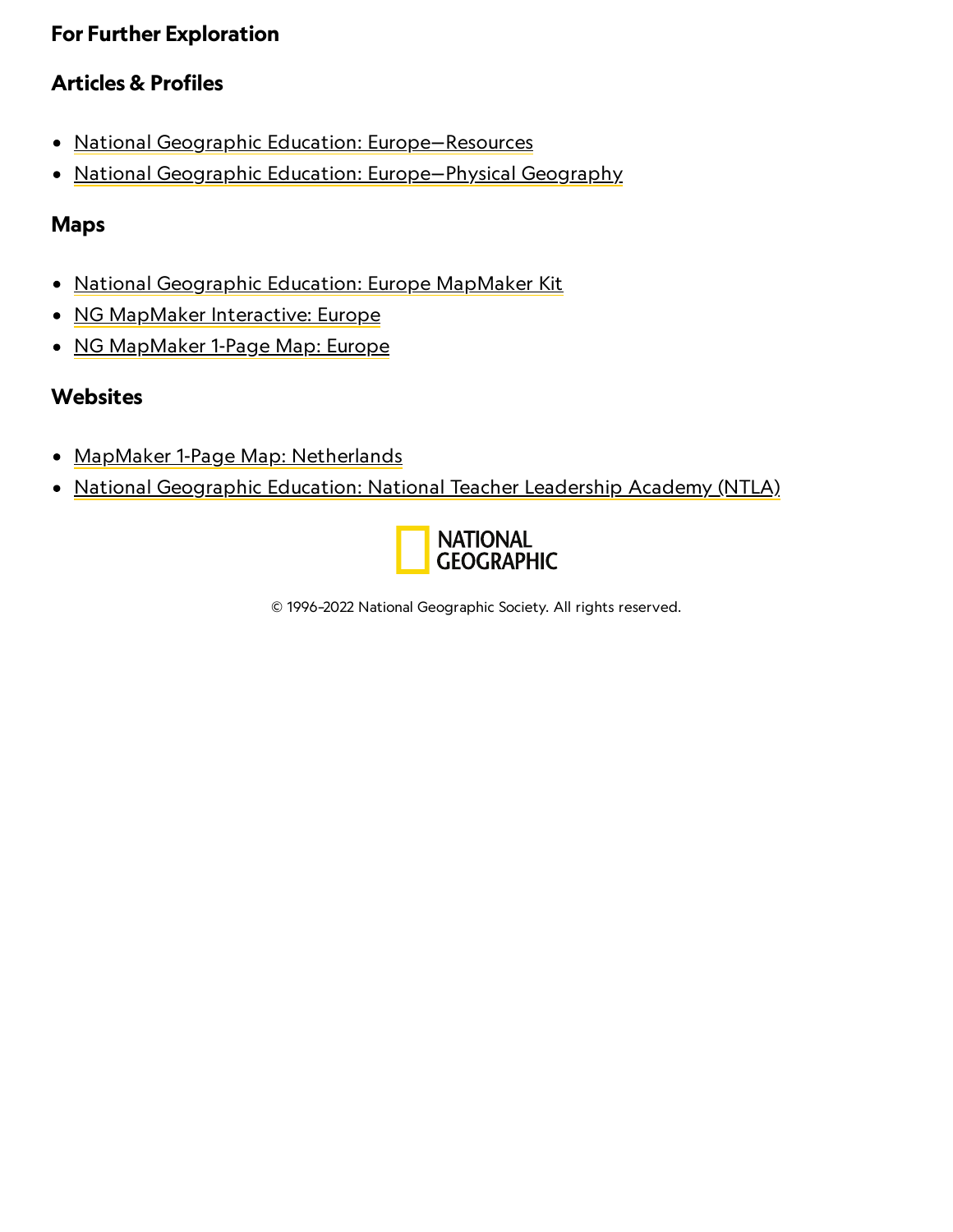## For Further Exploration

### Articles & Profiles

- National Geographic Education: Europe—Resources
- National Geographic Education: Europe—Physical Geography

### Maps

- National Geographic Education: Europe MapMaker Kit
- NG MapMaker Interactive: Europe
- NG MapMaker 1-Page Map: Europe

### Websites

- MapMaker 1-Page Map: Netherlands
- National Geographic Education: National Teacher Leadership Academy (NTLA)

© 1996–2022 National Geographic Society. All rights reserved.